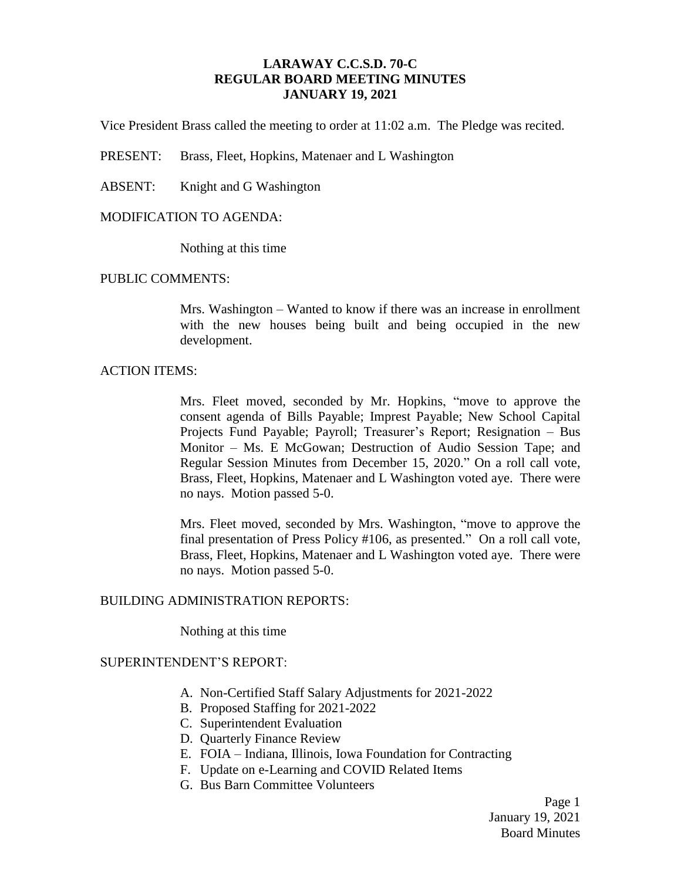# LARAWAY C.C.S.D. 70-C
## REGULAR BOARD MEETING MINUTES
## JANUARY 19, 2021

Vice President Brass called the meeting to order at 11:02 a.m. The Pledge was recited.

PRESENT: Brass, Fleet, Hopkins, Matenaer and L Washington

ABSENT: Knight and G Washington

MODIFICATION TO AGENDA:

Nothing at this time

PUBLIC COMMENTS:

Mrs. Washington – Wanted to know if there was an increase in enrollment with the new houses being built and being occupied in the new development.

ACTION ITEMS:

Mrs. Fleet moved, seconded by Mr. Hopkins, "move to approve the consent agenda of Bills Payable; Imprest Payable; New School Capital Projects Fund Payable; Payroll; Treasurer's Report; Resignation – Bus Monitor – Ms. E McGowan; Destruction of Audio Session Tape; and Regular Session Minutes from December 15, 2020." On a roll call vote, Brass, Fleet, Hopkins, Matenaer and L Washington voted aye. There were no nays. Motion passed 5-0.

Mrs. Fleet moved, seconded by Mrs. Washington, "move to approve the final presentation of Press Policy #106, as presented." On a roll call vote, Brass, Fleet, Hopkins, Matenaer and L Washington voted aye. There were no nays. Motion passed 5-0.

BUILDING ADMINISTRATION REPORTS:

Nothing at this time

SUPERINTENDENT'S REPORT:

A. Non-Certified Staff Salary Adjustments for 2021-2022
B. Proposed Staffing for 2021-2022
C. Superintendent Evaluation
D. Quarterly Finance Review
E. FOIA – Indiana, Illinois, Iowa Foundation for Contracting
F. Update on e-Learning and COVID Related Items
G. Bus Barn Committee Volunteers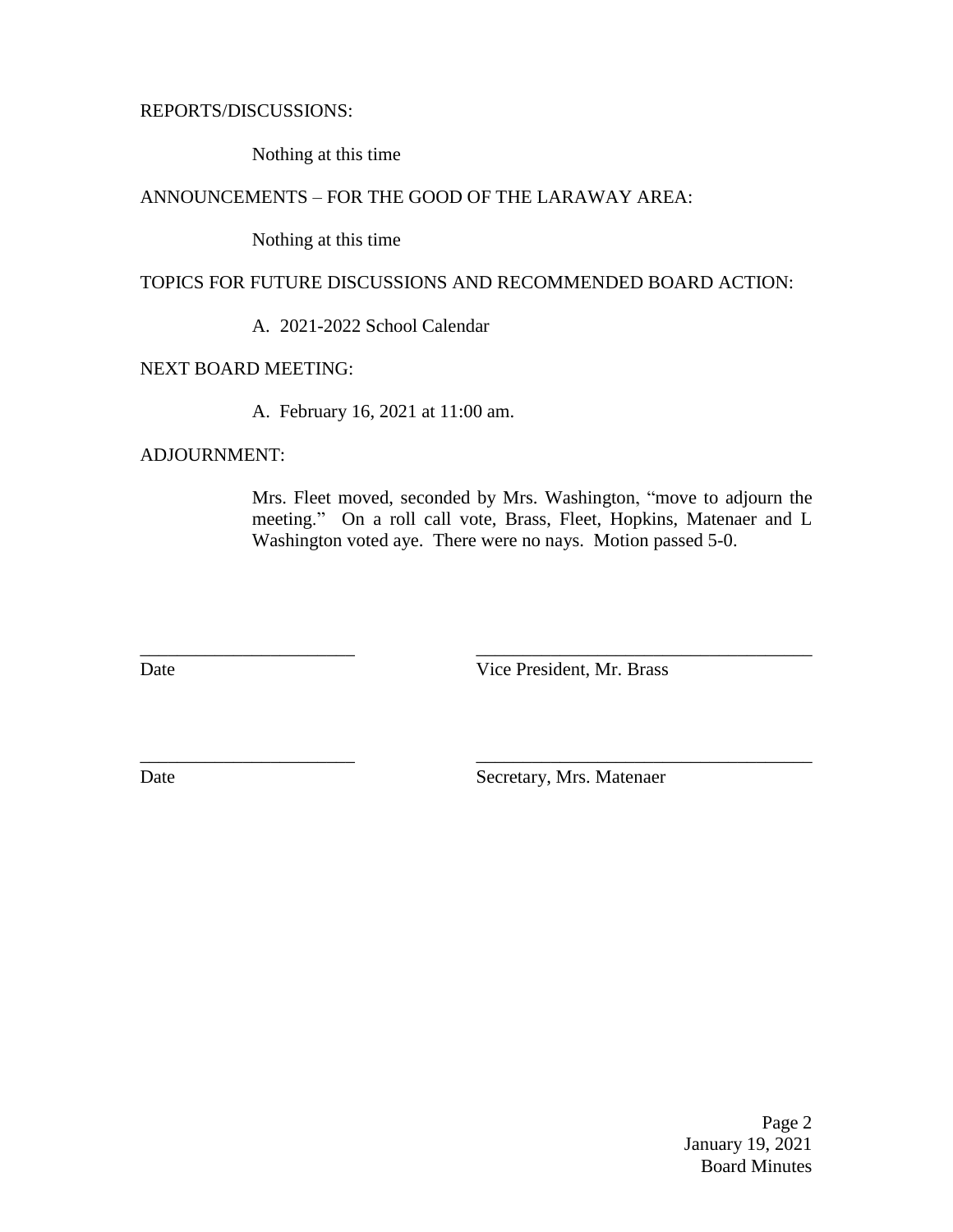REPORTS/DISCUSSIONS:

Nothing at this time

ANNOUNCEMENTS – FOR THE GOOD OF THE LARAWAY AREA:

Nothing at this time

TOPICS FOR FUTURE DISCUSSIONS AND RECOMMENDED BOARD ACTION:

A. 2021-2022 School Calendar

NEXT BOARD MEETING:

A. February 16, 2021 at 11:00 am.

ADJOURNMENT:

Mrs. Fleet moved, seconded by Mrs. Washington, "move to adjourn the meeting." On a roll call vote, Brass, Fleet, Hopkins, Matenaer and L Washington voted aye. There were no nays. Motion passed 5-0.

_______________________ _____________________________________

Date Vice President, Mr. Brass

_______________________ _____________________________________

Date Secretary, Mrs. Matenaer